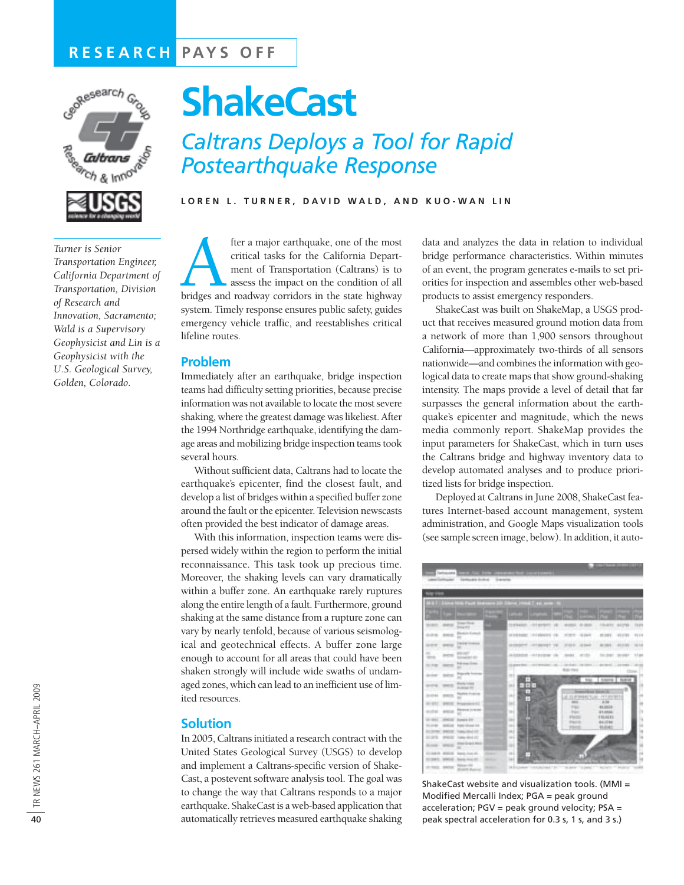RESEARCH PAYS OFF

# ShakeCast

## *Caltrans Deploys a Tool for Rapid Postearthquake Response*

LOREN L. TURNER, DAVID WALD, AND KUO-WAN LIN

*Turner is Senior Transportation Engineer, California Department of Transportation, Division of Research and Innovation, Sacramento; Wald is a Supervisory Geophysicist and Lin is a Geophysicist with the U.S. Geological Survey, Golden, Colorado.*

After a major earthquake, one of the most critical tasks for the California Department of Transportation (Caltrans) is to assess the impact on the condition of all bridges and roadway corridors in the state highway system. Timely response ensures public safety, guides emergency vehicle traffic, and reestablishes critical lifeline routes.

### Problem

Immediately after an earthquake, bridge inspection teams had difficulty setting priorities, because precise information was not available to locate the most severe shaking, where the greatest damage was likeliest. After the 1994 Northridge earthquake, identifying the damage areas and mobilizing bridge inspection teams took several hours.

Without sufficient data, Caltrans had to locate the earthquake's epicenter, find the closest fault, and develop a list of bridges within a specified buffer zone around the fault or the epicenter. Television newscasts often provided the best indicator of damage areas.

With this information, inspection teams were dispersed widely within the region to perform the initial reconnaissance. This task took up precious time. Moreover, the shaking levels can vary dramatically within a buffer zone. An earthquake rarely ruptures along the entire length of a fault. Furthermore, ground shaking at the same distance from a rupture zone can vary by nearly tenfold, because of various seismological and geotechnical effects. A buffer zone large enough to account for all areas that could have been shaken strongly will include wide swaths of undamaged zones, which can lead to an inefficient use of limited resources.

### Solution

In 2005, Caltrans initiated a research contract with the United States Geological Survey (USGS) to develop and implement a Caltrans-specific version of ShakeCast, a postevent software analysis tool. The goal was to change the way that Caltrans responds to a major earthquake. ShakeCast is a web-based application that automatically retrieves measured earthquake shaking data and analyzes the data in relation to individual bridge performance characteristics. Within minutes of an event, the program generates e-mails to set priorities for inspection and assembles other web-based products to assist emergency responders.

ShakeCast was built on ShakeMap, a USGS product that receives measured ground motion data from a network of more than 1,900 sensors throughout California—approximately two-thirds of all sensors nationwide—and combines the information with geological data to create maps that show ground-shaking intensity. The maps provide a level of detail that far surpasses the general information about the earthquake's epicenter and magnitude, which the news media commonly report. ShakeMap provides the input parameters for ShakeCast, which in turn uses the Caltrans bridge and highway inventory data to develop automated analyses and to produce prioritized lists for bridge inspection.

Deployed at Caltrans in June 2008, ShakeCast features Internet-based account management, system administration, and Google Maps visualization tools (see sample screen image, below). In addition, it auto-

ShakeCast website and visualization tools. (MMI = Modified Mercalli Index; PGA = peak ground acceleration; PGV = peak ground velocity; PSA = peak spectral acceleration for 0.3 s, 1 s, and 3 s.)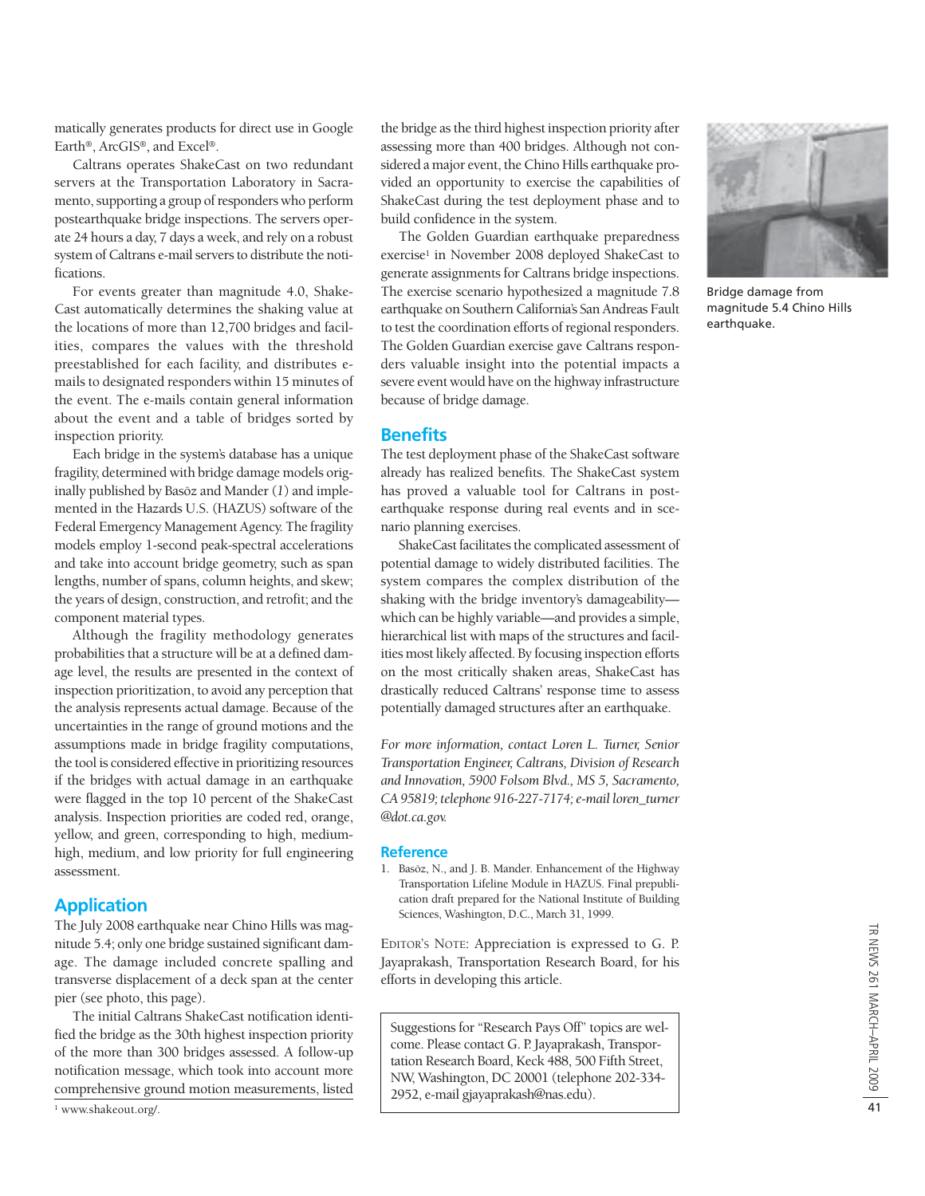matically generates products for direct use in Google Earth®, ArcGIS®, and Excel®.

Caltrans operates ShakeCast on two redundant servers at the Transportation Laboratory in Sacramento, supporting a group of responders who perform postearthquake bridge inspections. The servers operate 24 hours a day, 7 days a week, and rely on a robust system of Caltrans e-mail servers to distribute the notifications.

For events greater than magnitude 4.0, ShakeCast automatically determines the shaking value at the locations of more than 12,700 bridges and facilities, compares the values with the threshold preestablished for each facility, and distributes e-mails to designated responders within 15 minutes of the event. The e-mails contain general information about the event and a table of bridges sorted by inspection priority.

Each bridge in the system's database has a unique fragility, determined with bridge damage models originally published by Basöz and Mander (*1*) and implemented in the Hazards U.S. (HAZUS) software of the Federal Emergency Management Agency. The fragility models employ 1-second peak-spectral accelerations and take into account bridge geometry, such as span lengths, number of spans, column heights, and skew; the years of design, construction, and retrofit; and the component material types.

Although the fragility methodology generates probabilities that a structure will be at a defined damage level, the results are presented in the context of inspection prioritization, to avoid any perception that the analysis represents actual damage. Because of the uncertainties in the range of ground motions and the assumptions made in bridge fragility computations, the tool is considered effective in prioritizing resources if the bridges with actual damage in an earthquake were flagged in the top 10 percent of the ShakeCast analysis. Inspection priorities are coded red, orange, yellow, and green, corresponding to high, medium-high, medium, and low priority for full engineering assessment.

## Application

The July 2008 earthquake near Chino Hills was magnitude 5.4; only one bridge sustained significant damage. The damage included concrete spalling and transverse displacement of a deck span at the center pier (see photo, this page).

The initial Caltrans ShakeCast notification identified the bridge as the 30th highest inspection priority of the more than 300 bridges assessed. A follow-up notification message, which took into account more comprehensive ground motion measurements, listed the bridge as the third highest inspection priority after assessing more than 400 bridges. Although not considered a major event, the Chino Hills earthquake provided an opportunity to exercise the capabilities of ShakeCast during the test deployment phase and to build confidence in the system.

The Golden Guardian earthquake preparedness exercise[1] in November 2008 deployed ShakeCast to generate assignments for Caltrans bridge inspections. The exercise scenario hypothesized a magnitude 7.8 earthquake on Southern California's San Andreas Fault to test the coordination efforts of regional responders. The Golden Guardian exercise gave Caltrans responders valuable insight into the potential impacts a severe event would have on the highway infrastructure because of bridge damage.

[1] www.shakeout.org/.

Bridge damage from magnitude 5.4 Chino Hills earthquake.

## Benefits

The test deployment phase of the ShakeCast software already has realized benefits. The ShakeCast system has proved a valuable tool for Caltrans in postearthquake response during real events and in scenario planning exercises.

ShakeCast facilitates the complicated assessment of potential damage to widely distributed facilities. The system compares the complex distribution of the shaking with the bridge inventory's damageability—which can be highly variable—and provides a simple, hierarchical list with maps of the structures and facilities most likely affected. By focusing inspection efforts on the most critically shaken areas, ShakeCast has drastically reduced Caltrans' response time to assess potentially damaged structures after an earthquake.

*For more information, contact Loren L. Turner, Senior Transportation Engineer, Caltrans, Division of Research and Innovation, 5900 Folsom Blvd., MS 5, Sacramento, CA 95819; telephone 916-227-7174; e-mail loren_turner @dot.ca.gov.*

## Reference

1. Basöz, N., and J. B. Mander. Enhancement of the Highway Transportation Lifeline Module in HAZUS. Final prepublication draft prepared for the National Institute of Building Sciences, Washington, D.C., March 31, 1999.

Editor's Note: Appreciation is expressed to G. P. Jayaprakash, Transportation Research Board, for his efforts in developing this article.

Suggestions for "Research Pays Off" topics are welcome. Please contact G. P. Jayaprakash, Transportation Research Board, Keck 488, 500 Fifth Street, NW, Washington, DC 20001 (telephone 202-334-2952, e-mail gjayaprakash@nas.edu).